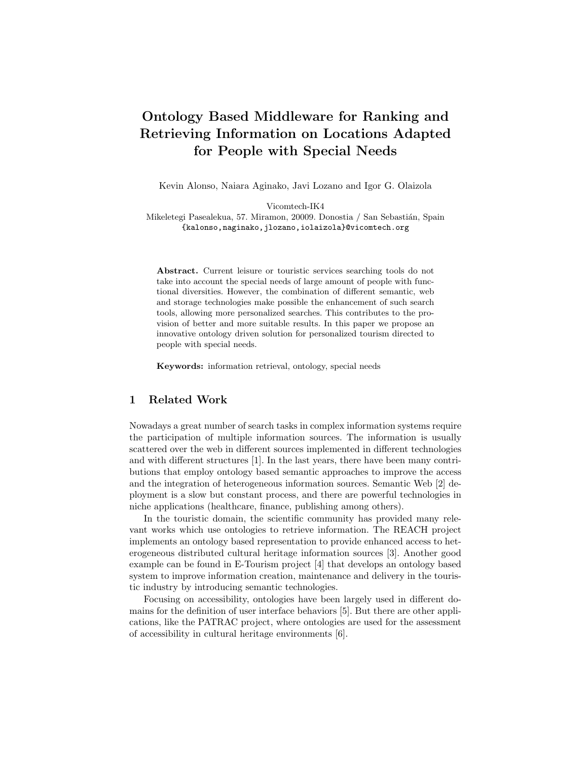# Ontology Based Middleware for Ranking and Retrieving Information on Locations Adapted for People with Special Needs

Kevin Alonso, Naiara Aginako, Javi Lozano and Igor G. Olaizola

Vicomtech-IK4
Mikeletegi Pasealekua, 57. Miramon, 20009. Donostia / San Sebastián, Spain
{kalonso,naginako,jlozano,iolaizola}@vicomtech.org

**Abstract.** Current leisure or touristic services searching tools do not take into account the special needs of large amount of people with functional diversities. However, the combination of different semantic, web and storage technologies make possible the enhancement of such search tools, allowing more personalized searches. This contributes to the provision of better and more suitable results. In this paper we propose an innovative ontology driven solution for personalized tourism directed to people with special needs.

**Keywords:** information retrieval, ontology, special needs

## 1 Related Work

Nowadays a great number of search tasks in complex information systems require the participation of multiple information sources. The information is usually scattered over the web in different sources implemented in different technologies and with different structures [1]. In the last years, there have been many contributions that employ ontology based semantic approaches to improve the access and the integration of heterogeneous information sources. Semantic Web [2] deployment is a slow but constant process, and there are powerful technologies in niche applications (healthcare, finance, publishing among others).

In the touristic domain, the scientific community has provided many relevant works which use ontologies to retrieve information. The REACH project implements an ontology based representation to provide enhanced access to heterogeneous distributed cultural heritage information sources [3]. Another good example can be found in E-Tourism project [4] that develops an ontology based system to improve information creation, maintenance and delivery in the touristic industry by introducing semantic technologies.

Focusing on accessibility, ontologies have been largely used in different domains for the definition of user interface behaviors [5]. But there are other applications, like the PATRAC project, where ontologies are used for the assessment of accessibility in cultural heritage environments [6].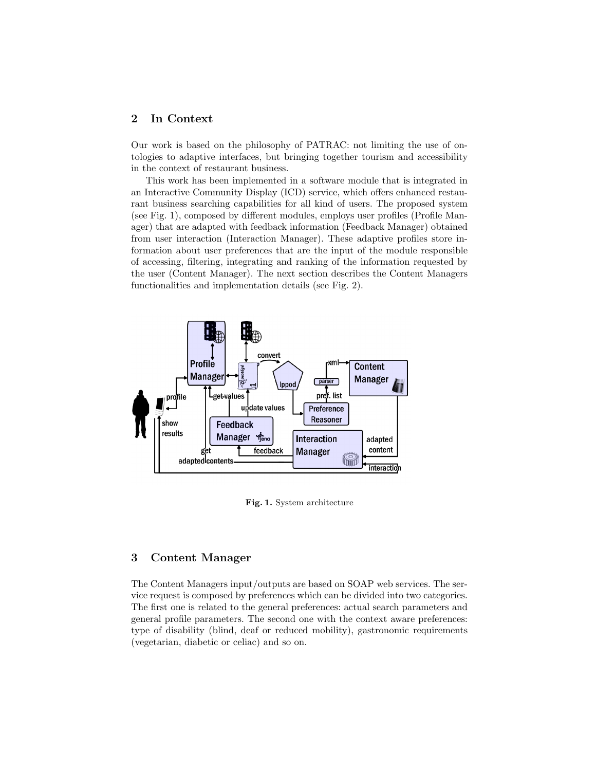## 2 In Context

Our work is based on the philosophy of PATRAC: not limiting the use of ontologies to adaptive interfaces, but bringing together tourism and accessibility in the context of restaurant business.

This work has been implemented in a software module that is integrated in an Interactive Community Display (ICD) service, which offers enhanced restaurant business searching capabilities for all kind of users. The proposed system (see Fig. 1), composed by different modules, employs user profiles (Profile Manager) that are adapted with feedback information (Feedback Manager) obtained from user interaction (Interaction Manager). These adaptive profiles store information about user preferences that are the input of the module responsible of accessing, filtering, integrating and ranking of the information requested by the user (Content Manager). The next section describes the Content Managers functionalities and implementation details (see Fig. 2).

Profile Manager
convert
xml
Content Manager
parser
lppod
profile
get values
pref. list
Preference Reasoner
update values
show results
Feedback Manager
Interaction Manager
adapted content
get
feedback
adapted contents
interaction

**Fig. 1.** System architecture

## 3 Content Manager

The Content Managers input/outputs are based on SOAP web services. The service request is composed by preferences which can be divided into two categories. The first one is related to the general preferences: actual search parameters and general profile parameters. The second one with the context aware preferences: type of disability (blind, deaf or reduced mobility), gastronomic requirements (vegetarian, diabetic or celiac) and so on.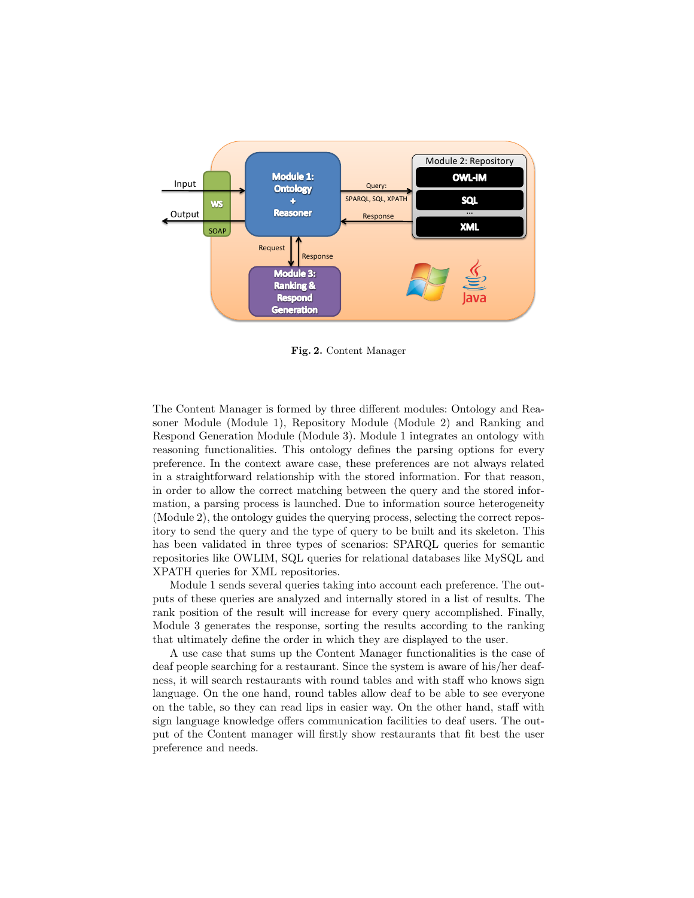**Fig. 2.** Content Manager

The Content Manager is formed by three different modules: Ontology and Reasoner Module (Module 1), Repository Module (Module 2) and Ranking and Respond Generation Module (Module 3). Module 1 integrates an ontology with reasoning functionalities. This ontology defines the parsing options for every preference. In the context aware case, these preferences are not always related in a straightforward relationship with the stored information. For that reason, in order to allow the correct matching between the query and the stored information, a parsing process is launched. Due to information source heterogeneity (Module 2), the ontology guides the querying process, selecting the correct repository to send the query and the type of query to be built and its skeleton. This has been validated in three types of scenarios: SPARQL queries for semantic repositories like OWLIM, SQL queries for relational databases like MySQL and XPATH queries for XML repositories.

Module 1 sends several queries taking into account each preference. The outputs of these queries are analyzed and internally stored in a list of results. The rank position of the result will increase for every query accomplished. Finally, Module 3 generates the response, sorting the results according to the ranking that ultimately define the order in which they are displayed to the user.

A use case that sums up the Content Manager functionalities is the case of deaf people searching for a restaurant. Since the system is aware of his/her deafness, it will search restaurants with round tables and with staff who knows sign language. On the one hand, round tables allow deaf to be able to see everyone on the table, so they can read lips in easier way. On the other hand, staff with sign language knowledge offers communication facilities to deaf users. The output of the Content manager will firstly show restaurants that fit best the user preference and needs.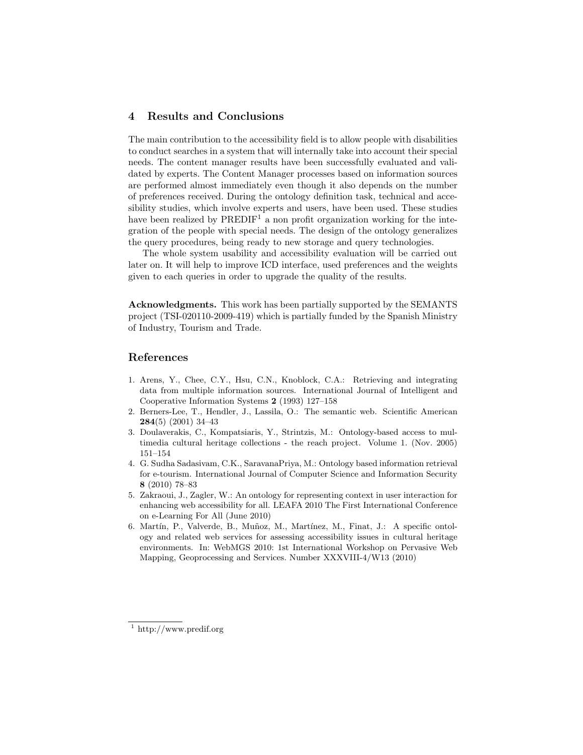## 4 Results and Conclusions

The main contribution to the accessibility field is to allow people with disabilities to conduct searches in a system that will internally take into account their special needs. The content manager results have been successfully evaluated and validated by experts. The Content Manager processes based on information sources are performed almost immediately even though it also depends on the number of preferences received. During the ontology definition task, technical and accessibility studies, which involve experts and users, have been used. These studies have been realized by PREDIF[1] a non profit organization working for the integration of the people with special needs. The design of the ontology generalizes the query procedures, being ready to new storage and query technologies.

The whole system usability and accessibility evaluation will be carried out later on. It will help to improve ICD interface, used preferences and the weights given to each queries in order to upgrade the quality of the results.

**Acknowledgments.** This work has been partially supported by the SEMANTS project (TSI-020110-2009-419) which is partially funded by the Spanish Ministry of Industry, Tourism and Trade.

## References

1. Arens, Y., Chee, C.Y., Hsu, C.N., Knoblock, C.A.: Retrieving and integrating data from multiple information sources. International Journal of Intelligent and Cooperative Information Systems **2** (1993) 127–158
2. Berners-Lee, T., Hendler, J., Lassila, O.: The semantic web. Scientific American **284**(5) (2001) 34–43
3. Doulaverakis, C., Kompatsiaris, Y., Strintzis, M.: Ontology-based access to multimedia cultural heritage collections - the reach project. Volume 1. (Nov. 2005) 151–154
4. G. Sudha Sadasivam, C.K., SaravanaPriya, M.: Ontology based information retrieval for e-tourism. International Journal of Computer Science and Information Security **8** (2010) 78–83
5. Zakraoui, J., Zagler, W.: An ontology for representing context in user interaction for enhancing web accessibility for all. LEAFA 2010 The First International Conference on e-Learning For All (June 2010)
6. Martín, P., Valverde, B., Muñoz, M., Martínez, M., Finat, J.: A specific ontology and related web services for assessing accessibility issues in cultural heritage environments. In: WebMGS 2010: 1st International Workshop on Pervasive Web Mapping, Geoprocessing and Services. Number XXXVIII-4/W13 (2010)

[1] http://www.predif.org